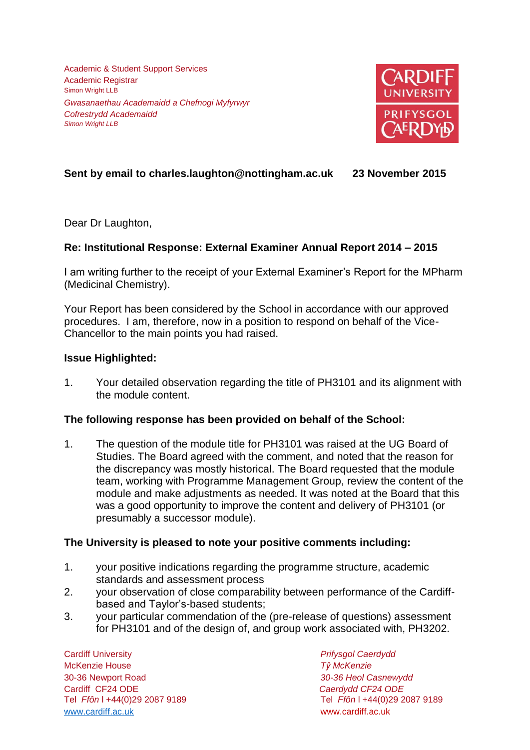Academic & Student Support Services
Academic Registrar
Simon Wright LLB

*Gwasanaethau Academaidd a Chefnogi Myfyrwyr*
*Cofrestrydd Academaidd*
*Simon Wright LLB*

CARDIFF UNIVERSITY
PRIFYSGOL CAERDYDD

**Sent by email to charles.laughton@nottingham.ac.uk** **23 November 2015**

Dear Dr Laughton,

**Re: Institutional Response: External Examiner Annual Report 2014 – 2015**

I am writing further to the receipt of your External Examiner's Report for the MPharm (Medicinal Chemistry).

Your Report has been considered by the School in accordance with our approved procedures. I am, therefore, now in a position to respond on behalf of the Vice-Chancellor to the main points you had raised.

**Issue Highlighted:**

1. Your detailed observation regarding the title of PH3101 and its alignment with the module content.

**The following response has been provided on behalf of the School:**

1. The question of the module title for PH3101 was raised at the UG Board of Studies. The Board agreed with the comment, and noted that the reason for the discrepancy was mostly historical. The Board requested that the module team, working with Programme Management Group, review the content of the module and make adjustments as needed. It was noted at the Board that this was a good opportunity to improve the content and delivery of PH3101 (or presumably a successor module).

**The University is pleased to note your positive comments including:**

1. your positive indications regarding the programme structure, academic standards and assessment process
2. your observation of close comparability between performance of the Cardiff-based and Taylor's-based students;
3. your particular commendation of the (pre-release of questions) assessment for PH3101 and of the design of, and group work associated with, PH3202.

Cardiff University
McKenzie House
30-36 Newport Road
Cardiff CF24 ODE
Tel *Ffôn* l +44(0)29 2087 9189
www.cardiff.ac.uk

*Prifysgol Caerdydd*
*Tŷ McKenzie*
*30-36 Heol Casnewydd*
*Caerdydd CF24 ODE*
Tel *Ffôn* l +44(0)29 2087 9189
www.cardiff.ac.uk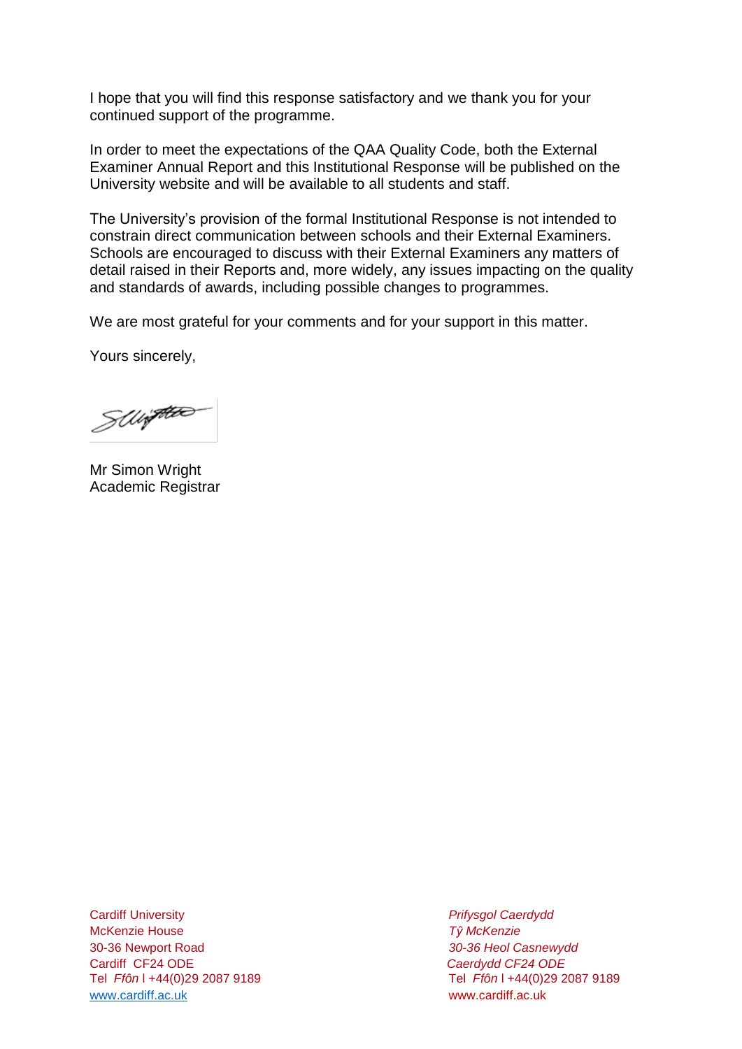I hope that you will find this response satisfactory and we thank you for your continued support of the programme.

In order to meet the expectations of the QAA Quality Code, both the External Examiner Annual Report and this Institutional Response will be published on the University website and will be available to all students and staff.

The University's provision of the formal Institutional Response is not intended to constrain direct communication between schools and their External Examiners. Schools are encouraged to discuss with their External Examiners any matters of detail raised in their Reports and, more widely, any issues impacting on the quality and standards of awards, including possible changes to programmes.

We are most grateful for your comments and for your support in this matter.

Yours sincerely,

Mr Simon Wright
Academic Registrar

Cardiff University
McKenzie House
30-36 Newport Road
Cardiff CF24 ODE
Tel *Ffôn* l +44(0)29 2087 9189
www.cardiff.ac.uk

*Prifysgol Caerdydd*
*Tŷ McKenzie*
*30-36 Heol Casnewydd*
*Caerdydd CF24 ODE*
Tel *Ffôn* l +44(0)29 2087 9189
www.cardiff.ac.uk